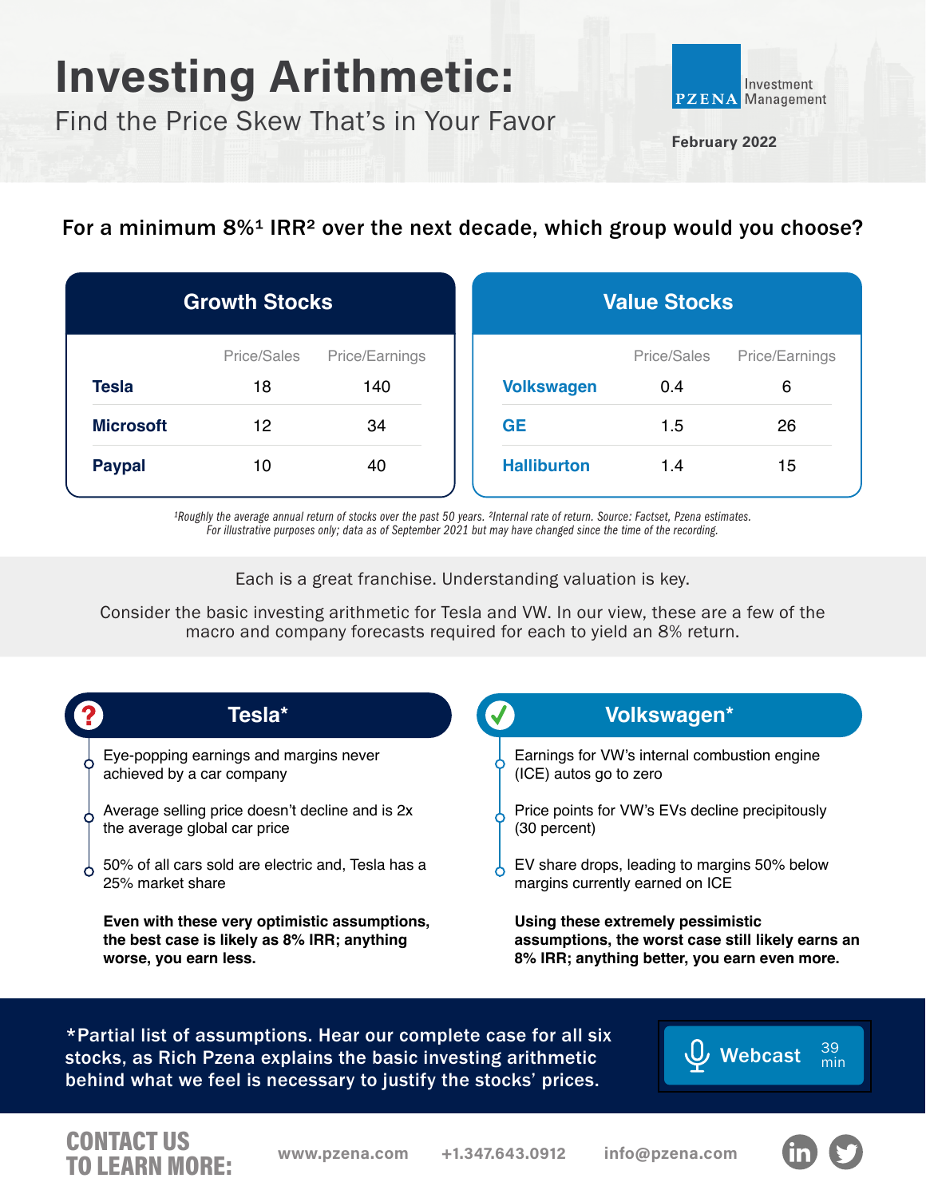# Investing Arithmetic:

## Find the Price Skew That's in Your Favor

PZENA Investment Management

February 2022

### For a minimum 8%[1] IRR[2] over the next decade, which group would you choose?

**Growth Stocks**

| | Price/Sales | Price/Earnings |
|---|---|---|
| **Tesla** | 18 | 140 |
| **Microsoft** | 12 | 34 |
| **Paypal** | 10 | 40 |

**Value Stocks**

| | Price/Sales | Price/Earnings |
|---|---|---|
| **Volkswagen** | 0.4 | 6 |
| **GE** | 1.5 | 26 |
| **Halliburton** | 1.4 | 15 |

*[1]Roughly the average annual return of stocks over the past 50 years. [2]Internal rate of return. Source: Factset, Pzena estimates. For illustrative purposes only; data as of September 2021 but may have changed since the time of the recording.*

Each is a great franchise. Understanding valuation is key.

Consider the basic investing arithmetic for Tesla and VW. In our view, these are a few of the macro and company forecasts required for each to yield an 8% return.

### Tesla*

- Eye-popping earnings and margins never achieved by a car company
- Average selling price doesn't decline and is 2x the average global car price
- 50% of all cars sold are electric and, Tesla has a 25% market share

**Even with these very optimistic assumptions, the best case is likely as 8% IRR; anything worse, you earn less.**

### Volkswagen*

- Earnings for VW's internal combustion engine (ICE) autos go to zero
- Price points for VW's EVs decline precipitously (30 percent)
- EV share drops, leading to margins 50% below margins currently earned on ICE

**Using these extremely pessimistic assumptions, the worst case still likely earns an 8% IRR; anything better, you earn even more.**

*Partial list of assumptions. Hear our complete case for all six stocks, as Rich Pzena explains the basic investing arithmetic behind what we feel is necessary to justify the stocks' prices.

Webcast 39 min

**CONTACT US TO LEARN MORE:** www.pzena.com +1.347.643.0912 info@pzena.com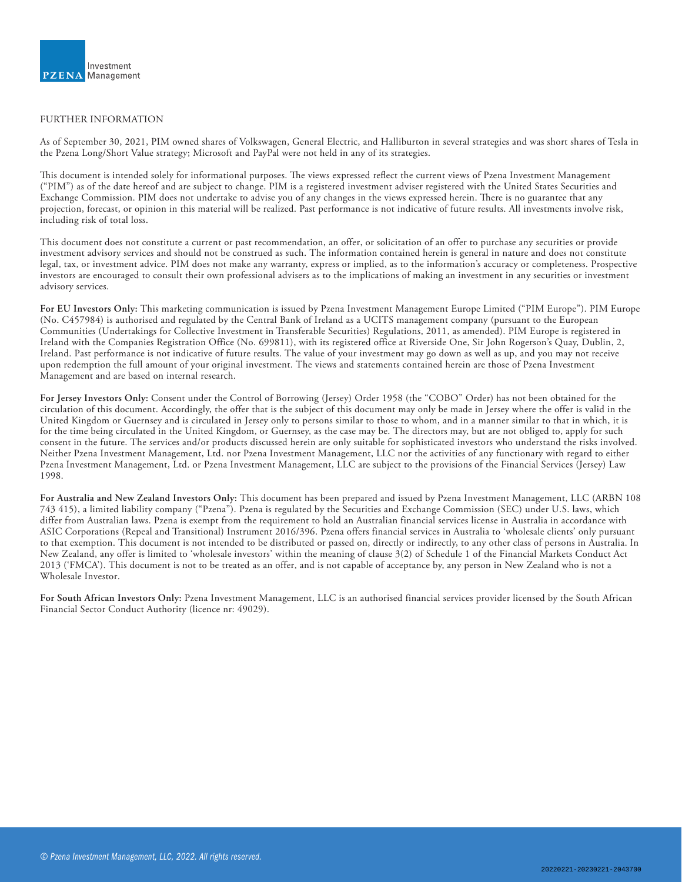## FURTHER INFORMATION

As of September 30, 2021, PIM owned shares of Volkswagen, General Electric, and Halliburton in several strategies and was short shares of Tesla in the Pzena Long/Short Value strategy; Microsoft and PayPal were not held in any of its strategies.

This document is intended solely for informational purposes. The views expressed reflect the current views of Pzena Investment Management ("PIM") as of the date hereof and are subject to change. PIM is a registered investment adviser registered with the United States Securities and Exchange Commission. PIM does not undertake to advise you of any changes in the views expressed herein. There is no guarantee that any projection, forecast, or opinion in this material will be realized. Past performance is not indicative of future results. All investments involve risk, including risk of total loss.

This document does not constitute a current or past recommendation, an offer, or solicitation of an offer to purchase any securities or provide investment advisory services and should not be construed as such. The information contained herein is general in nature and does not constitute legal, tax, or investment advice. PIM does not make any warranty, express or implied, as to the information's accuracy or completeness. Prospective investors are encouraged to consult their own professional advisers as to the implications of making an investment in any securities or investment advisory services.

**For EU Investors Only:** This marketing communication is issued by Pzena Investment Management Europe Limited ("PIM Europe"). PIM Europe (No. C457984) is authorised and regulated by the Central Bank of Ireland as a UCITS management company (pursuant to the European Communities (Undertakings for Collective Investment in Transferable Securities) Regulations, 2011, as amended). PIM Europe is registered in Ireland with the Companies Registration Office (No. 699811), with its registered office at Riverside One, Sir John Rogerson's Quay, Dublin, 2, Ireland. Past performance is not indicative of future results. The value of your investment may go down as well as up, and you may not receive upon redemption the full amount of your original investment. The views and statements contained herein are those of Pzena Investment Management and are based on internal research.

**For Jersey Investors Only:** Consent under the Control of Borrowing (Jersey) Order 1958 (the "COBO" Order) has not been obtained for the circulation of this document. Accordingly, the offer that is the subject of this document may only be made in Jersey where the offer is valid in the United Kingdom or Guernsey and is circulated in Jersey only to persons similar to those to whom, and in a manner similar to that in which, it is for the time being circulated in the United Kingdom, or Guernsey, as the case may be. The directors may, but are not obliged to, apply for such consent in the future. The services and/or products discussed herein are only suitable for sophisticated investors who understand the risks involved. Neither Pzena Investment Management, Ltd. nor Pzena Investment Management, LLC nor the activities of any functionary with regard to either Pzena Investment Management, Ltd. or Pzena Investment Management, LLC are subject to the provisions of the Financial Services (Jersey) Law 1998.

**For Australia and New Zealand Investors Only:** This document has been prepared and issued by Pzena Investment Management, LLC (ARBN 108 743 415), a limited liability company ("Pzena"). Pzena is regulated by the Securities and Exchange Commission (SEC) under U.S. laws, which differ from Australian laws. Pzena is exempt from the requirement to hold an Australian financial services license in Australia in accordance with ASIC Corporations (Repeal and Transitional) Instrument 2016/396. Pzena offers financial services in Australia to 'wholesale clients' only pursuant to that exemption. This document is not intended to be distributed or passed on, directly or indirectly, to any other class of persons in Australia. In New Zealand, any offer is limited to 'wholesale investors' within the meaning of clause 3(2) of Schedule 1 of the Financial Markets Conduct Act 2013 ('FMCA'). This document is not to be treated as an offer, and is not capable of acceptance by, any person in New Zealand who is not a Wholesale Investor.

**For South African Investors Only:** Pzena Investment Management, LLC is an authorised financial services provider licensed by the South African Financial Sector Conduct Authority (licence nr: 49029).

*© Pzena Investment Management, LLC, 2022. All rights reserved.*

20220221-20230221-2043700